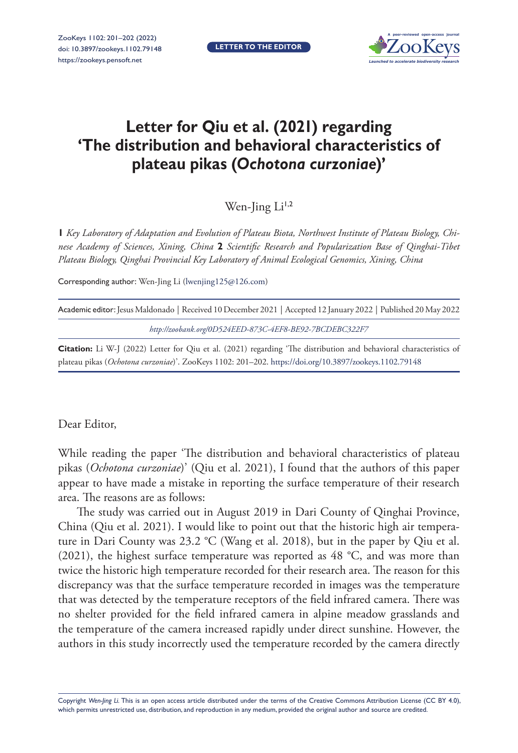LETTER TO THE EDITOR

# Letter for Qiu et al. (2021) regarding 'The distribution and behavioral characteristics of plateau pikas (*Ochotona curzoniae*)'

Wen-Jing Li[1,2]

**1** *Key Laboratory of Adaptation and Evolution of Plateau Biota, Northwest Institute of Plateau Biology, Chinese Academy of Sciences, Xining, China* **2** *Scientific Research and Popularization Base of Qinghai-Tibet Plateau Biology, Qinghai Provincial Key Laboratory of Animal Ecological Genomics, Xining, China*

Corresponding author: Wen-Jing Li (lwenjing125@126.com)

Academic editor: Jesus Maldonado | Received 10 December 2021 | Accepted 12 January 2022 | Published 20 May 2022

*http://zoobank.org/0D524EED-873C-4EF8-BE92-7BCDEBC322F7*

**Citation:** Li W-J (2022) Letter for Qiu et al. (2021) regarding 'The distribution and behavioral characteristics of plateau pikas (*Ochotona curzoniae*)'. ZooKeys 1102: 201–202. https://doi.org/10.3897/zookeys.1102.79148

Dear Editor,

While reading the paper 'The distribution and behavioral characteristics of plateau pikas (*Ochotona curzoniae*)' (Qiu et al. 2021), I found that the authors of this paper appear to have made a mistake in reporting the surface temperature of their research area. The reasons are as follows:

The study was carried out in August 2019 in Dari County of Qinghai Province, China (Qiu et al. 2021). I would like to point out that the historic high air temperature in Dari County was 23.2 °C (Wang et al. 2018), but in the paper by Qiu et al. (2021), the highest surface temperature was reported as 48 °C, and was more than twice the historic high temperature recorded for their research area. The reason for this discrepancy was that the surface temperature recorded in images was the temperature that was detected by the temperature receptors of the field infrared camera. There was no shelter provided for the field infrared camera in alpine meadow grasslands and the temperature of the camera increased rapidly under direct sunshine. However, the authors in this study incorrectly used the temperature recorded by the camera directly

Copyright *Wen-Jing Li.* This is an open access article distributed under the terms of the Creative Commons Attribution License (CC BY 4.0), which permits unrestricted use, distribution, and reproduction in any medium, provided the original author and source are credited.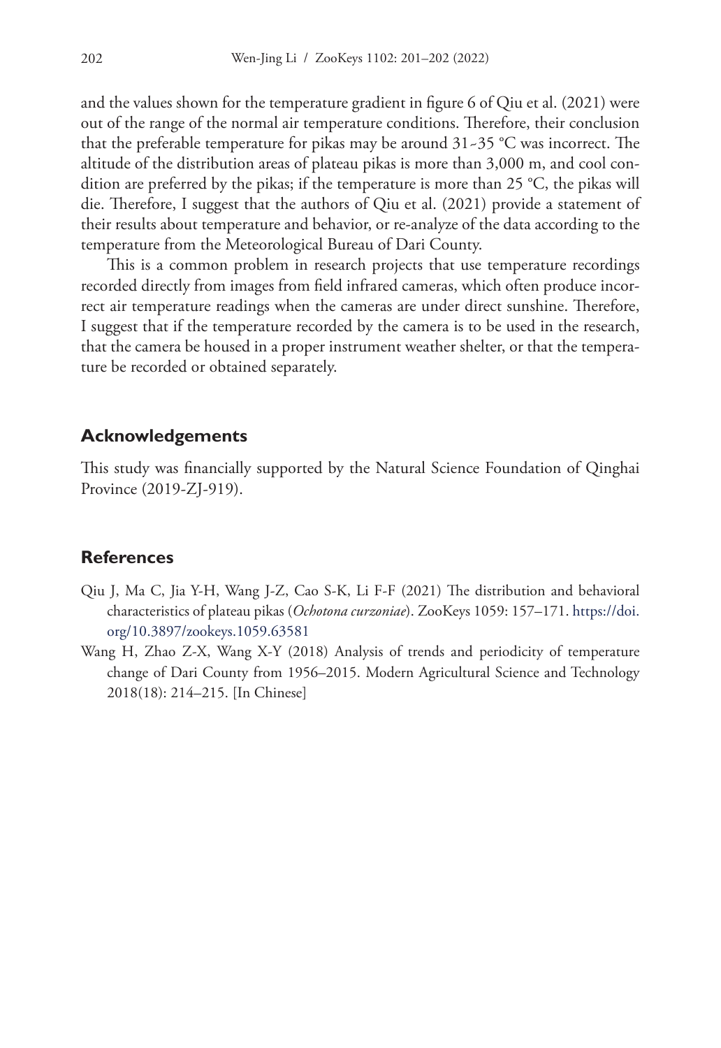and the values shown for the temperature gradient in figure 6 of Qiu et al. (2021) were out of the range of the normal air temperature conditions. Therefore, their conclusion that the preferable temperature for pikas may be around 31–35 °C was incorrect. The altitude of the distribution areas of plateau pikas is more than 3,000 m, and cool condition are preferred by the pikas; if the temperature is more than 25 °C, the pikas will die. Therefore, I suggest that the authors of Qiu et al. (2021) provide a statement of their results about temperature and behavior, or re-analyze of the data according to the temperature from the Meteorological Bureau of Dari County.

This is a common problem in research projects that use temperature recordings recorded directly from images from field infrared cameras, which often produce incorrect air temperature readings when the cameras are under direct sunshine. Therefore, I suggest that if the temperature recorded by the camera is to be used in the research, that the camera be housed in a proper instrument weather shelter, or that the temperature be recorded or obtained separately.

## Acknowledgements

This study was financially supported by the Natural Science Foundation of Qinghai Province (2019-ZJ-919).

## References

- Qiu J, Ma C, Jia Y-H, Wang J-Z, Cao S-K, Li F-F (2021) The distribution and behavioral characteristics of plateau pikas (*Ochotona curzoniae*). ZooKeys 1059: 157–171. https://doi.org/10.3897/zookeys.1059.63581
- Wang H, Zhao Z-X, Wang X-Y (2018) Analysis of trends and periodicity of temperature change of Dari County from 1956–2015. Modern Agricultural Science and Technology 2018(18): 214–215. [In Chinese]